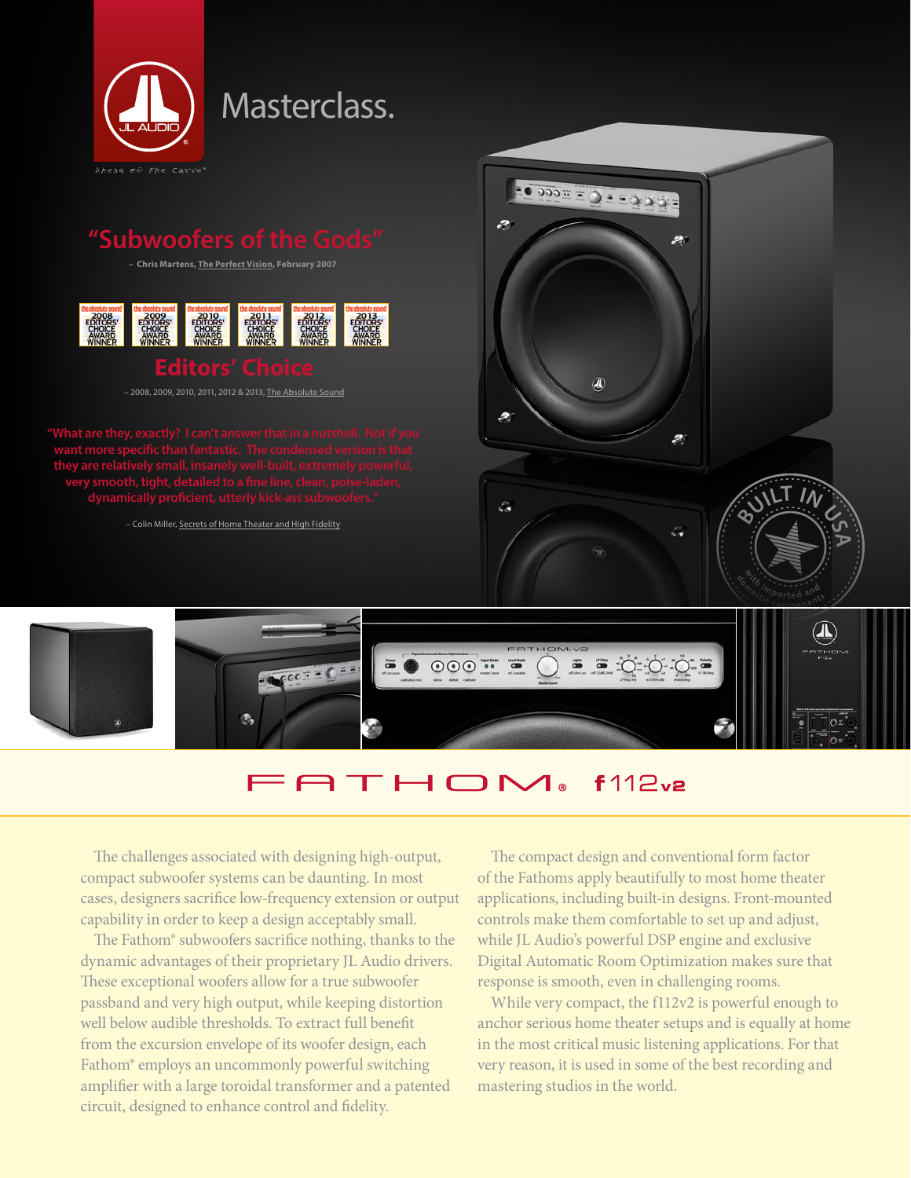JL AUDIO

*ahead of the curve®*

# Masterclass.

## "Subwoofers of the Gods"

– **Chris Martens, The Perfect Vision, February 2007**

the absolute sound 2008 EDITORS' CHOICE AWARD WINNER | the absolute sound 2009 EDITORS' CHOICE AWARD WINNER | the absolute sound 2010 EDITORS' CHOICE AWARD WINNER | the absolute sound 2011 EDITORS' CHOICE AWARD WINNER | the absolute sound 2012 EDITORS' CHOICE AWARD WINNER | the absolute sound 2013 EDITORS' CHOICE AWARD WINNER

## Editors' Choice

– 2008, 2009, 2010, 2011, 2012 & 2013, The Absolute Sound

**"What are they, exactly? I can't answer that in a nutshell. Not if you want more specific than fantastic. The condensed version is that they are relatively small, insanely well-built, extremely powerful, very smooth, tight, detailed to a fine line, clean, poise-laden, dynamically proficient, utterly kick-ass subwoofers."**

– Colin Miller, Secrets of Home Theater and High Fidelity

BUILT IN USA with imported and domestic components

# FATHOM® f112v2

The challenges associated with designing high-output, compact subwoofer systems can be daunting. In most cases, designers sacrifice low-frequency extension or output capability in order to keep a design acceptably small.

The Fathom® subwoofers sacrifice nothing, thanks to the dynamic advantages of their proprietary JL Audio drivers. These exceptional woofers allow for a true subwoofer passband and very high output, while keeping distortion well below audible thresholds. To extract full benefit from the excursion envelope of its woofer design, each Fathom® employs an uncommonly powerful switching amplifier with a large toroidal transformer and a patented circuit, designed to enhance control and fidelity.

The compact design and conventional form factor of the Fathoms apply beautifully to most home theater applications, including built-in designs. Front-mounted controls make them comfortable to set up and adjust, while JL Audio's powerful DSP engine and exclusive Digital Automatic Room Optimization makes sure that response is smooth, even in challenging rooms.

While very compact, the f112v2 is powerful enough to anchor serious home theater setups and is equally at home in the most critical music listening applications. For that very reason, it is used in some of the best recording and mastering studios in the world.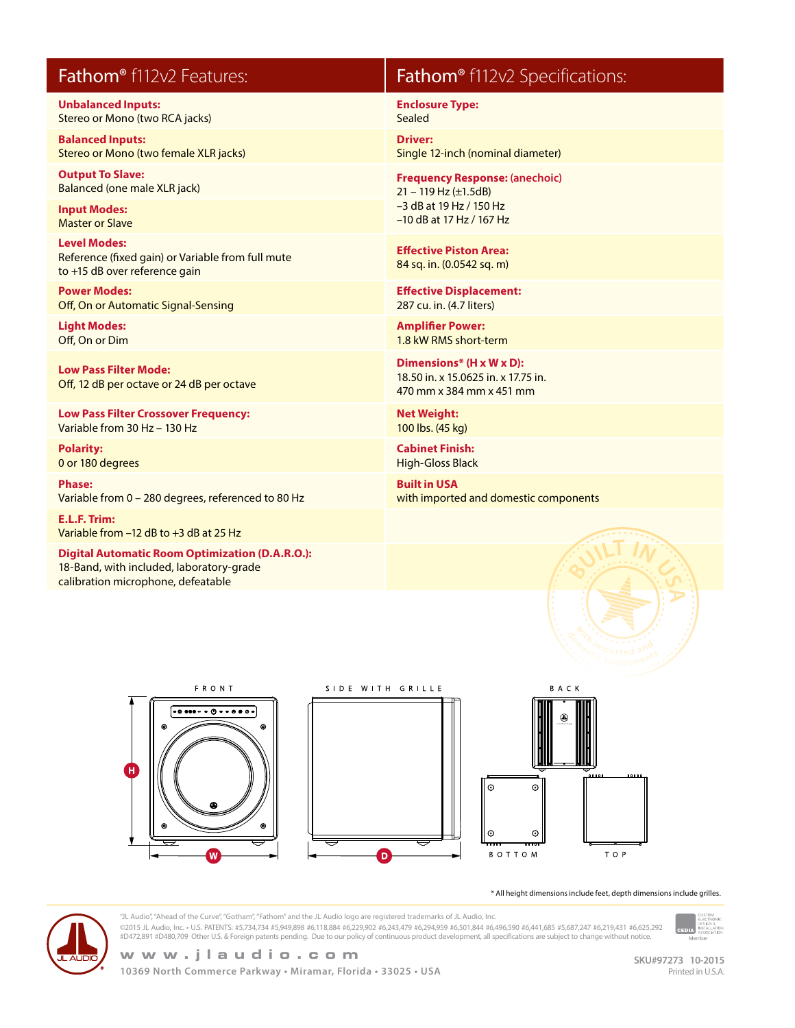## Fathom® f112v2 Features:

**Unbalanced Inputs:**
Stereo or Mono (two RCA jacks)

**Balanced Inputs:**
Stereo or Mono (two female XLR jacks)

**Output To Slave:**
Balanced (one male XLR jack)

**Input Modes:**
Master or Slave

**Level Modes:**
Reference (fixed gain) or Variable from full mute to +15 dB over reference gain

**Power Modes:**
Off, On or Automatic Signal-Sensing

**Light Modes:**
Off, On or Dim

**Low Pass Filter Mode:**
Off, 12 dB per octave or 24 dB per octave

**Low Pass Filter Crossover Frequency:**
Variable from 30 Hz – 130 Hz

**Polarity:**
0 or 180 degrees

**Phase:**
Variable from 0 – 280 degrees, referenced to 80 Hz

**E.L.F. Trim:**
Variable from –12 dB to +3 dB at 25 Hz

**Digital Automatic Room Optimization (D.A.R.O.):**
18-Band, with included, laboratory-grade calibration microphone, defeatable

## Fathom® f112v2 Specifications:

**Enclosure Type:**
Sealed

**Driver:**
Single 12-inch (nominal diameter)

**Frequency Response: (anechoic)**
21 – 119 Hz (±1.5dB)
–3 dB at 19 Hz / 150 Hz
–10 dB at 17 Hz / 167 Hz

**Effective Piston Area:**
84 sq. in. (0.0542 sq. m)

**Effective Displacement:**
287 cu. in. (4.7 liters)

**Amplifier Power:**
1.8 kW RMS short-term

**Dimensions* (H x W x D):**
18.50 in. x 15.0625 in. x 17.75 in.
470 mm x 384 mm x 451 mm

**Net Weight:**
100 lbs. (45 kg)

**Cabinet Finish:**
High-Gloss Black

**Built in USA**
with imported and domestic components

FRONT

H

W

SIDE WITH GRILLE

D

BACK

BOTTOM

TOP

* All height dimensions include feet, depth dimensions include grilles.

"JL Audio", "Ahead of the Curve", "Gotham", "Fathom" and the JL Audio logo are registered trademarks of JL Audio, Inc.
©2015 JL Audio, Inc. • U.S. PATENTS: #5,734,734 #5,949,898 #6,118,884 #6,229,902 #6,243,479 #6,294,959 #6,501,844 #6,496,590 #6,441,685 #5,687,247 #6,219,431 #6,625,292 #D472,891 #D480,709 Other U.S. & Foreign patents pending. Due to our policy of continuous product development, all specifications are subject to change without notice.

www.jlaudio.com

10369 North Commerce Parkway • Miramar, Florida • 33025 • USA

SKU#97273 10-2015
Printed in U.S.A.